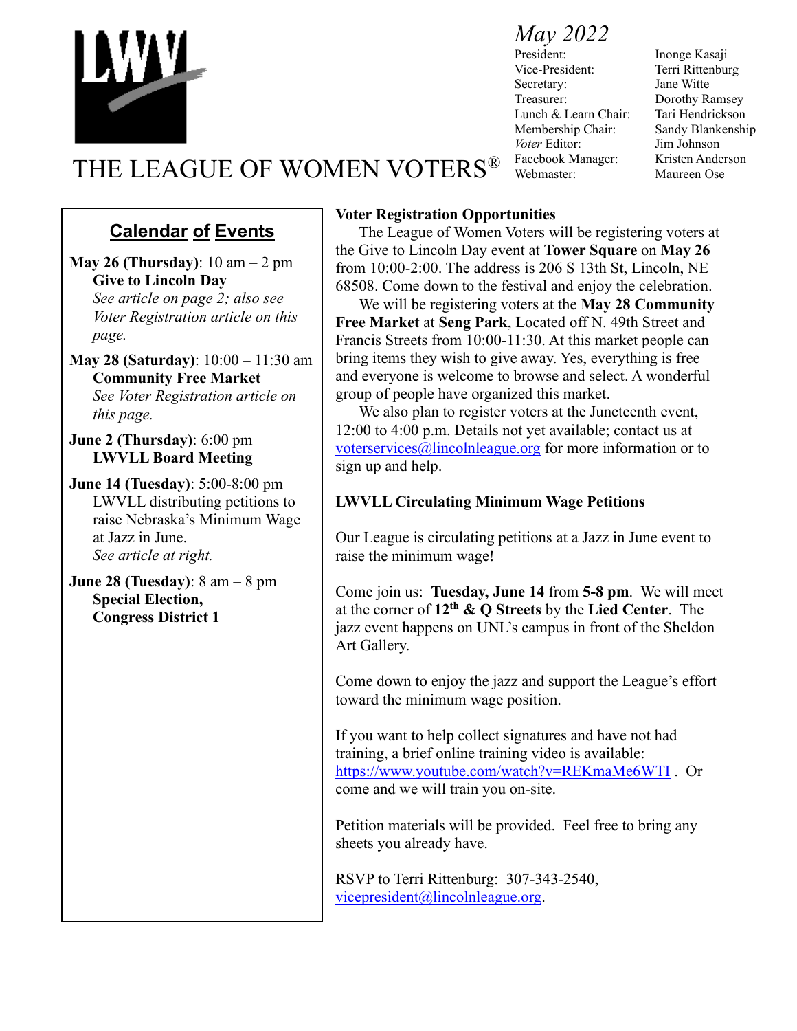# THE LEAGUE OF WOMEN VOTERS®

*May 2022*

| | |
|---|---|
| President: | Inonge Kasaji |
| Vice-President: | Terri Rittenburg |
| Secretary: | Jane Witte |
| Treasurer: | Dorothy Ramsey |
| Lunch & Learn Chair: | Tari Hendrickson |
| Membership Chair: | Sandy Blankenship |
| *Voter* Editor: | Jim Johnson |
| Facebook Manager: | Kristen Anderson |
| Webmaster: | Maureen Ose |

## Calendar of Events

**May 26 (Thursday)**: 10 am – 2 pm
**Give to Lincoln Day**
*See article on page 2; also see Voter Registration article on this page.*

**May 28 (Saturday)**: 10:00 – 11:30 am
**Community Free Market**
*See Voter Registration article on this page.*

**June 2 (Thursday)**: 6:00 pm
**LWVLL Board Meeting**

**June 14 (Tuesday)**: 5:00-8:00 pm
LWVLL distributing petitions to raise Nebraska's Minimum Wage at Jazz in June.
*See article at right.*

**June 28 (Tuesday)**: 8 am – 8 pm
**Special Election, Congress District 1**

### Voter Registration Opportunities

The League of Women Voters will be registering voters at the Give to Lincoln Day event at **Tower Square** on **May 26** from 10:00-2:00. The address is 206 S 13th St, Lincoln, NE 68508. Come down to the festival and enjoy the celebration.

We will be registering voters at the **May 28 Community Free Market** at **Seng Park**, Located off N. 49th Street and Francis Streets from 10:00-11:30. At this market people can bring items they wish to give away. Yes, everything is free and everyone is welcome to browse and select. A wonderful group of people have organized this market.

We also plan to register voters at the Juneteenth event, 12:00 to 4:00 p.m. Details not yet available; contact us at voterservices@lincolnleague.org for more information or to sign up and help.

### LWVLL Circulating Minimum Wage Petitions

Our League is circulating petitions at a Jazz in June event to raise the minimum wage!

Come join us: **Tuesday, June 14** from **5-8 pm**. We will meet at the corner of **12th & Q Streets** by the **Lied Center**. The jazz event happens on UNL's campus in front of the Sheldon Art Gallery.

Come down to enjoy the jazz and support the League's effort toward the minimum wage position.

If you want to help collect signatures and have not had training, a brief online training video is available: https://www.youtube.com/watch?v=REKmaMe6WTI . Or come and we will train you on-site.

Petition materials will be provided. Feel free to bring any sheets you already have.

RSVP to Terri Rittenburg: 307-343-2540, vicepresident@lincolnleague.org.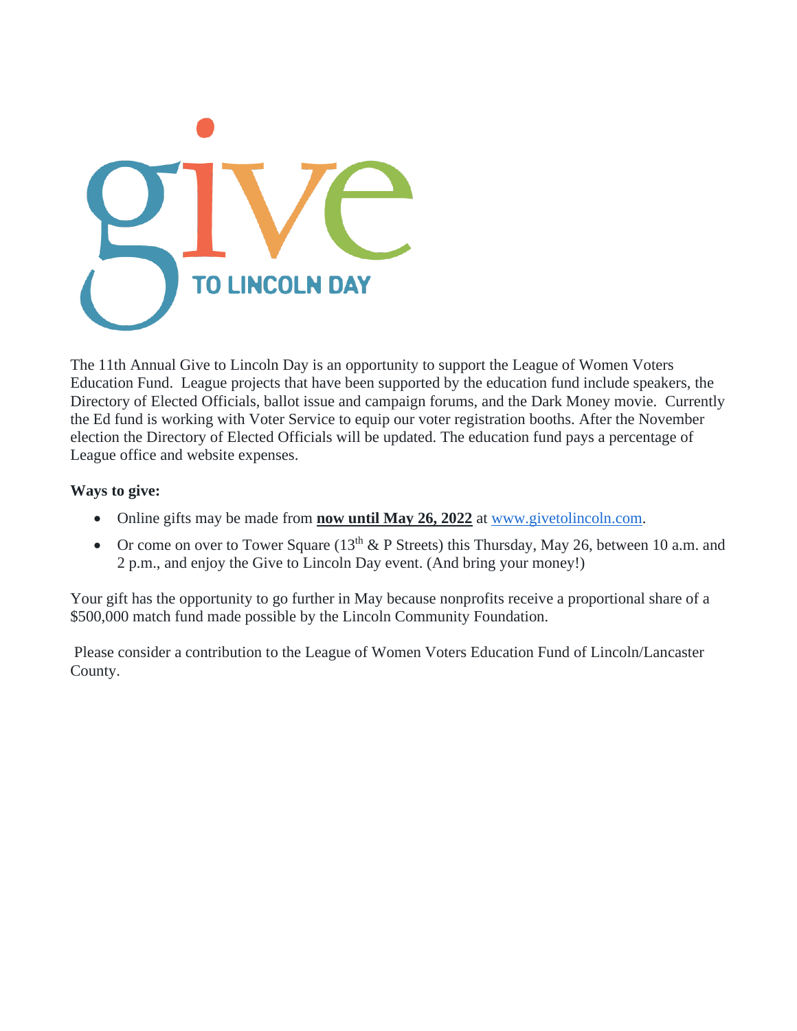# give TO LINCOLN DAY

The 11th Annual Give to Lincoln Day is an opportunity to support the League of Women Voters Education Fund. League projects that have been supported by the education fund include speakers, the Directory of Elected Officials, ballot issue and campaign forums, and the Dark Money movie. Currently the Ed fund is working with Voter Service to equip our voter registration booths. After the November election the Directory of Elected Officials will be updated. The education fund pays a percentage of League office and website expenses.

**Ways to give:**

- Online gifts may be made from **now until May 26, 2022** at www.givetolincoln.com.
- Or come on over to Tower Square (13th & P Streets) this Thursday, May 26, between 10 a.m. and 2 p.m., and enjoy the Give to Lincoln Day event. (And bring your money!)

Your gift has the opportunity to go further in May because nonprofits receive a proportional share of a $500,000 match fund made possible by the Lincoln Community Foundation.

Please consider a contribution to the League of Women Voters Education Fund of Lincoln/Lancaster County.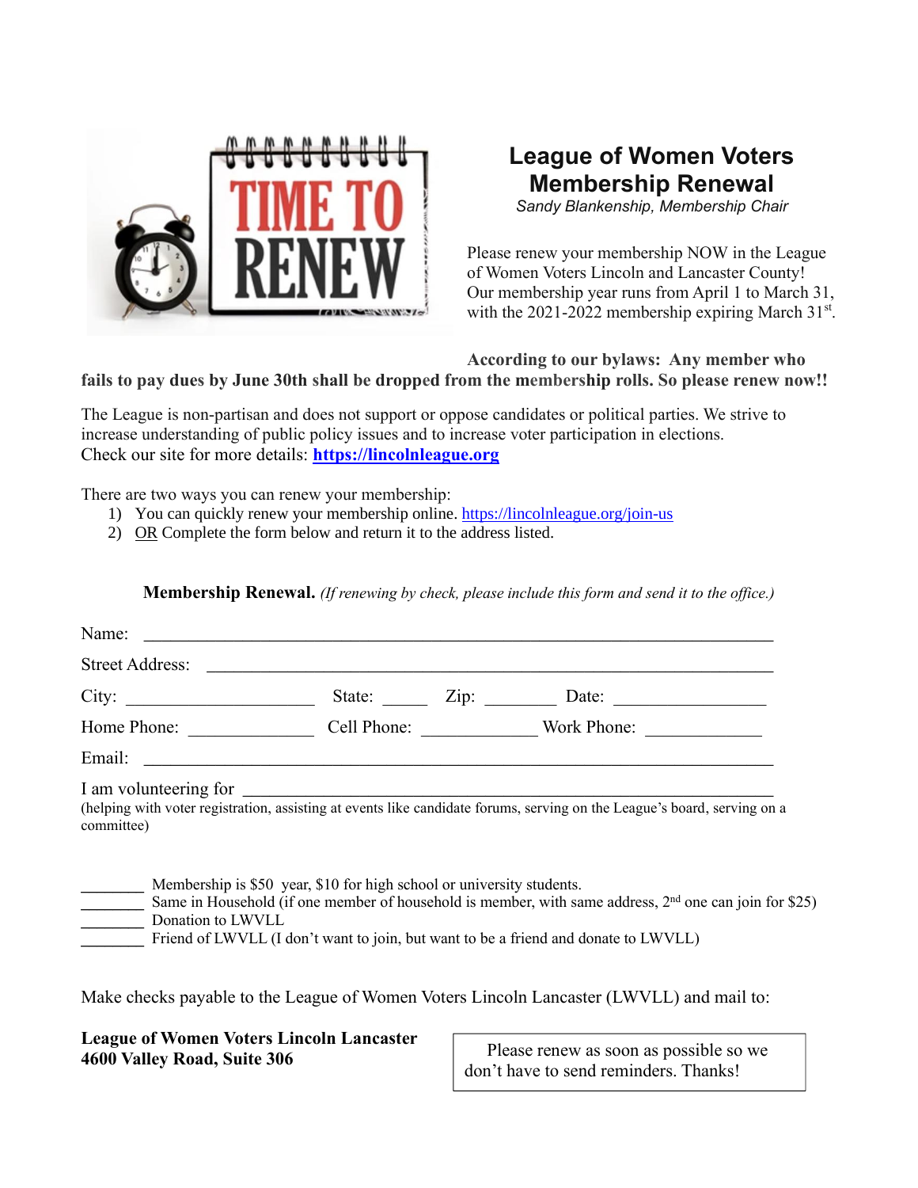## League of Women Voters Membership Renewal

*Sandy Blankenship, Membership Chair*

Please renew your membership NOW in the League of Women Voters Lincoln and Lancaster County! Our membership year runs from April 1 to March 31, with the 2021-2022 membership expiring March 31st.

**According to our bylaws: Any member who fails to pay dues by June 30th shall be dropped from the membership rolls. So please renew now!!**

The League is non-partisan and does not support or oppose candidates or political parties. We strive to increase understanding of public policy issues and to increase voter participation in elections. Check our site for more details: **https://lincolnleague.org**

There are two ways you can renew your membership:

1) You can quickly renew your membership online. https://lincolnleague.org/join-us
2) OR Complete the form below and return it to the address listed.

**Membership Renewal.** *(If renewing by check, please include this form and send it to the office.)*

Name: ______________________________________________________________

Street Address: ______________________________________________________

City: ____________________ State: _____ Zip: ________ Date: ________________

Home Phone: ______________ Cell Phone: _____________ Work Phone: _____________

Email: ______________________________________________________________

I am volunteering for ______________________________________________________

(helping with voter registration, assisting at events like candidate forums, serving on the League's board, serving on a committee)

________ Membership is $50 year, $10 for high school or university students.
________ Same in Household (if one member of household is member, with same address, 2nd one can join for $25)
________ Donation to LWVLL
________ Friend of LWVLL (I don't want to join, but want to be a friend and donate to LWVLL)

Make checks payable to the League of Women Voters Lincoln Lancaster (LWVLL) and mail to:

**League of Women Voters Lincoln Lancaster**
**4600 Valley Road, Suite 306**

Please renew as soon as possible so we don't have to send reminders. Thanks!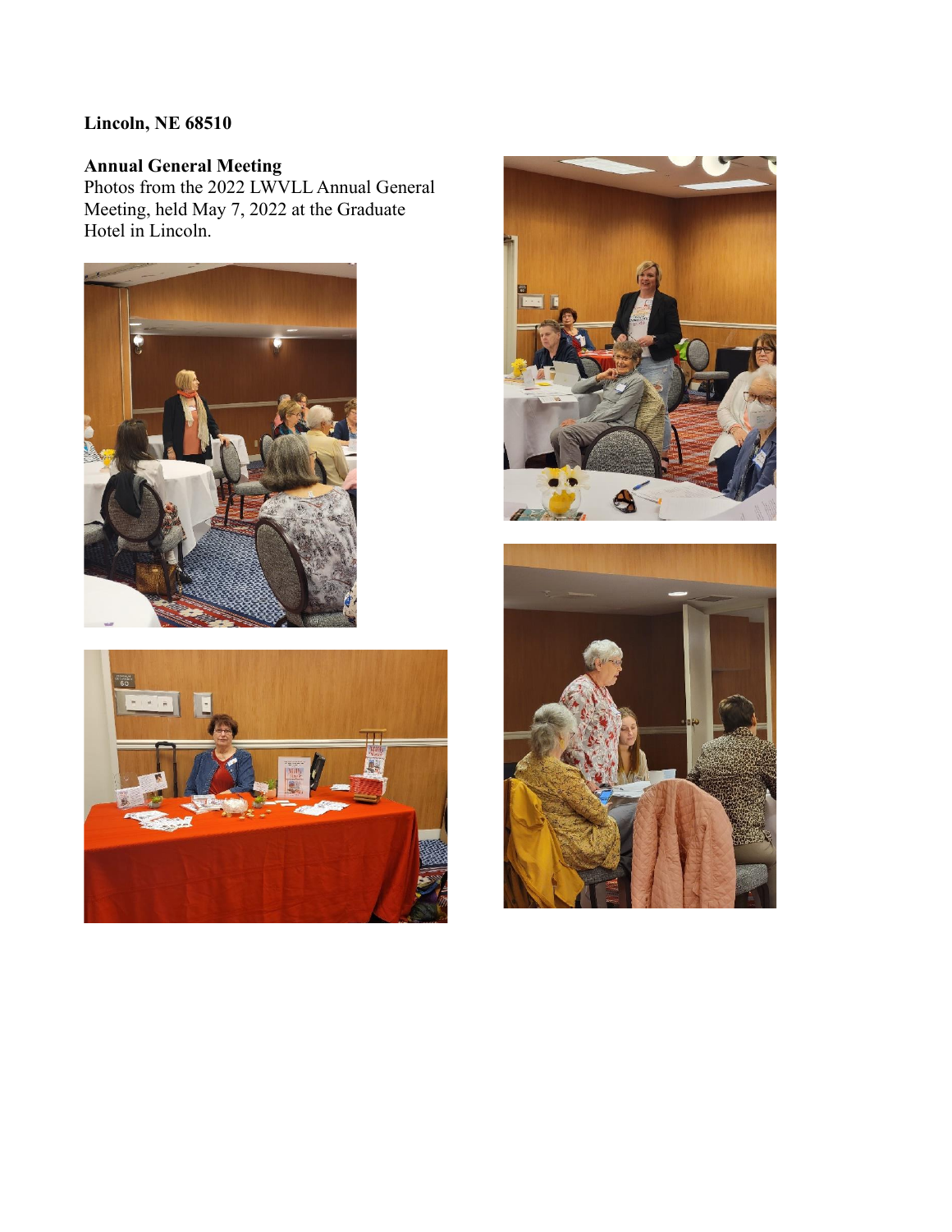**Lincoln, NE 68510**

**Annual General Meeting**
Photos from the 2022 LWVLL Annual General Meeting, held May 7, 2022 at the Graduate Hotel in Lincoln.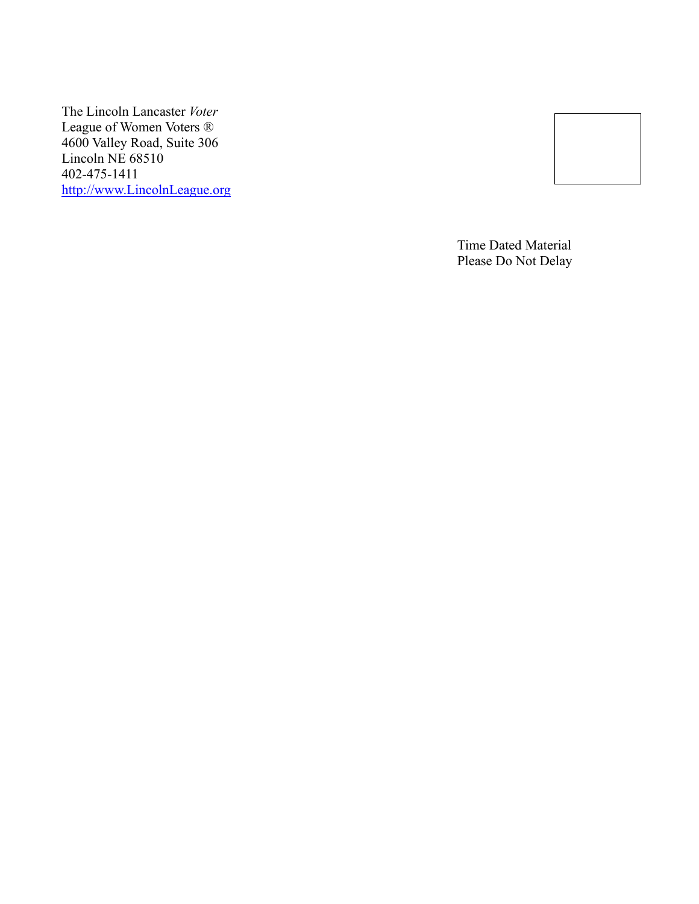The Lincoln Lancaster *Voter*
League of Women Voters ®
4600 Valley Road, Suite 306
Lincoln NE 68510
402-475-1411
http://www.LincolnLeague.org

Time Dated Material
Please Do Not Delay